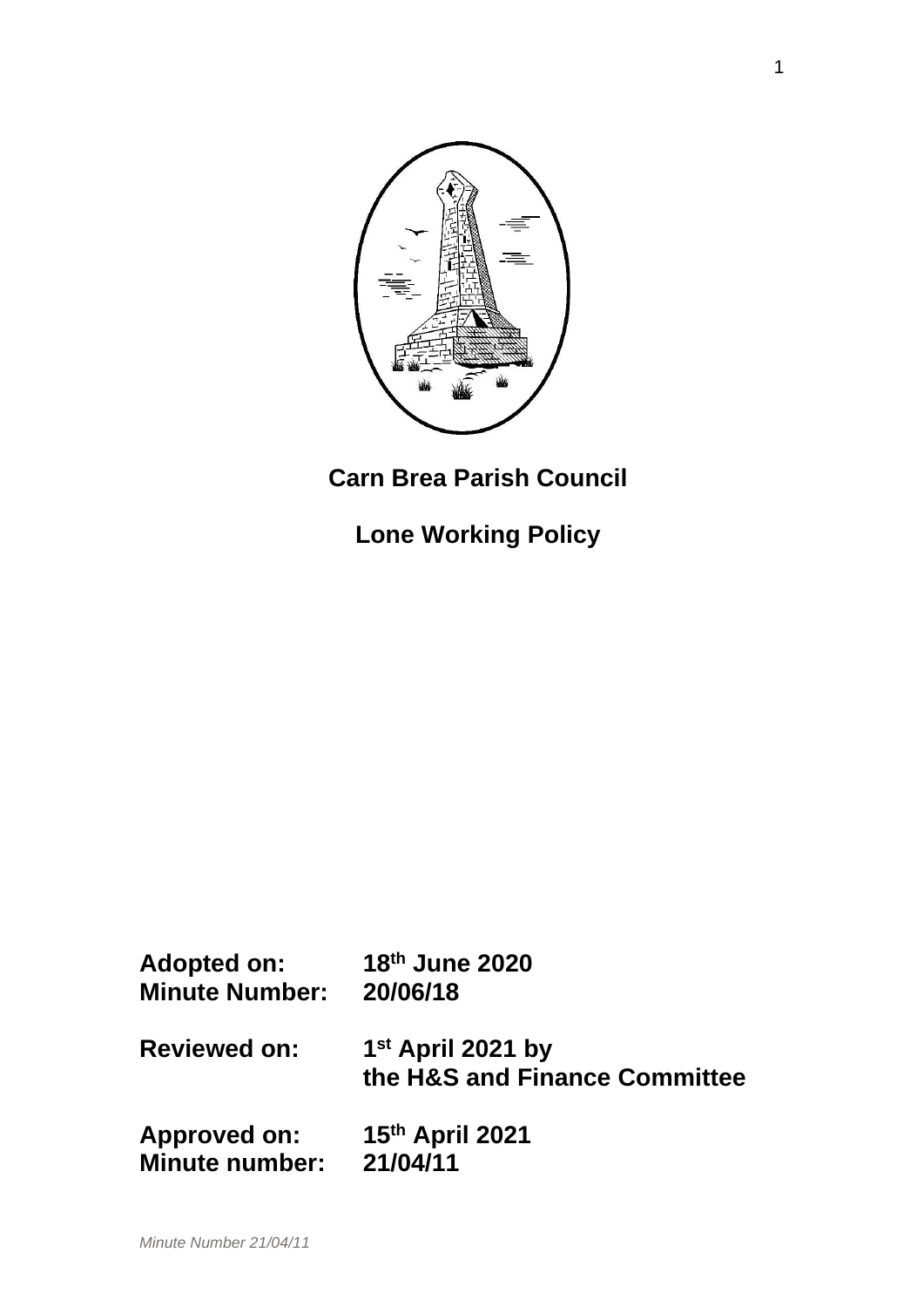# Carn Brea Parish Council

## Lone Working Policy

**Adopted on:** **18th June 2020**
**Minute Number:** **20/06/18**

**Reviewed on:** **1st April 2021 by the H&S and Finance Committee**

**Approved on:** **15th April 2021**
**Minute number:** **21/04/11**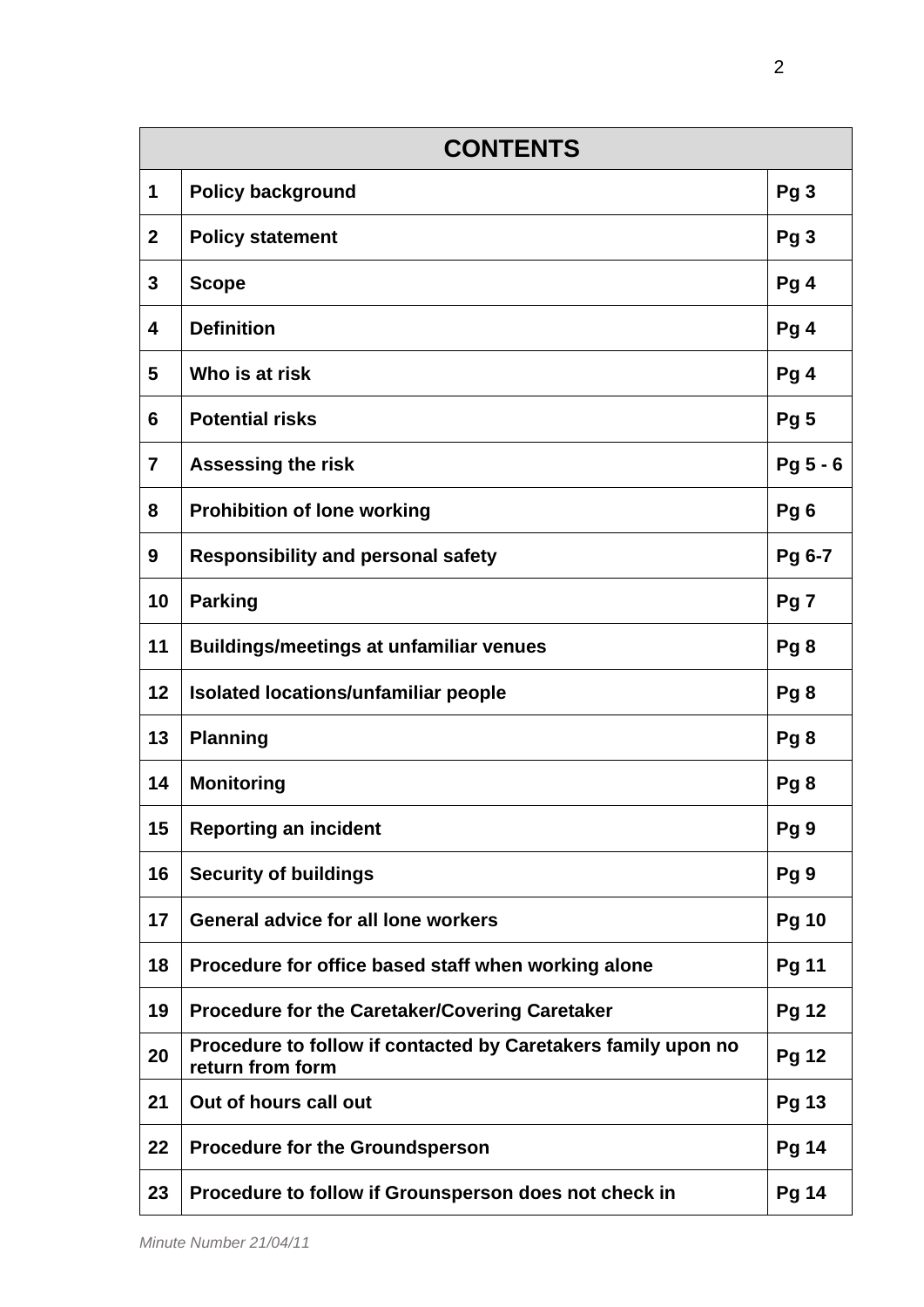| CONTENTS | | |
|---|---|---|
| **1** | **Policy background** | **Pg 3** |
| **2** | **Policy statement** | **Pg 3** |
| **3** | **Scope** | **Pg 4** |
| **4** | **Definition** | **Pg 4** |
| **5** | **Who is at risk** | **Pg 4** |
| **6** | **Potential risks** | **Pg 5** |
| **7** | **Assessing the risk** | **Pg 5 - 6** |
| **8** | **Prohibition of lone working** | **Pg 6** |
| **9** | **Responsibility and personal safety** | **Pg 6-7** |
| **10** | **Parking** | **Pg 7** |
| **11** | **Buildings/meetings at unfamiliar venues** | **Pg 8** |
| **12** | **Isolated locations/unfamiliar people** | **Pg 8** |
| **13** | **Planning** | **Pg 8** |
| **14** | **Monitoring** | **Pg 8** |
| **15** | **Reporting an incident** | **Pg 9** |
| **16** | **Security of buildings** | **Pg 9** |
| **17** | **General advice for all lone workers** | **Pg 10** |
| **18** | **Procedure for office based staff when working alone** | **Pg 11** |
| **19** | **Procedure for the Caretaker/Covering Caretaker** | **Pg 12** |
| **20** | **Procedure to follow if contacted by Caretakers family upon no return from form** | **Pg 12** |
| **21** | **Out of hours call out** | **Pg 13** |
| **22** | **Procedure for the Groundsperson** | **Pg 14** |
| **23** | **Procedure to follow if Grounsperson does not check in** | **Pg 14** |

*Minute Number 21/04/11*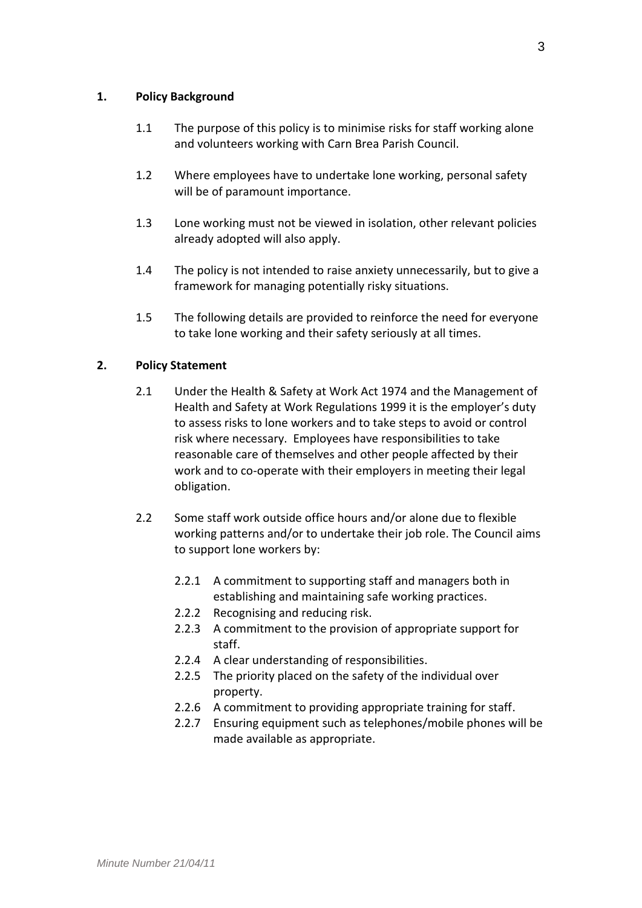## 1. Policy Background

1.1 The purpose of this policy is to minimise risks for staff working alone and volunteers working with Carn Brea Parish Council.

1.2 Where employees have to undertake lone working, personal safety will be of paramount importance.

1.3 Lone working must not be viewed in isolation, other relevant policies already adopted will also apply.

1.4 The policy is not intended to raise anxiety unnecessarily, but to give a framework for managing potentially risky situations.

1.5 The following details are provided to reinforce the need for everyone to take lone working and their safety seriously at all times.

## 2. Policy Statement

2.1 Under the Health & Safety at Work Act 1974 and the Management of Health and Safety at Work Regulations 1999 it is the employer's duty to assess risks to lone workers and to take steps to avoid or control risk where necessary. Employees have responsibilities to take reasonable care of themselves and other people affected by their work and to co-operate with their employers in meeting their legal obligation.

2.2 Some staff work outside office hours and/or alone due to flexible working patterns and/or to undertake their job role. The Council aims to support lone workers by:

- 2.2.1 A commitment to supporting staff and managers both in establishing and maintaining safe working practices.
- 2.2.2 Recognising and reducing risk.
- 2.2.3 A commitment to the provision of appropriate support for staff.
- 2.2.4 A clear understanding of responsibilities.
- 2.2.5 The priority placed on the safety of the individual over property.
- 2.2.6 A commitment to providing appropriate training for staff.
- 2.2.7 Ensuring equipment such as telephones/mobile phones will be made available as appropriate.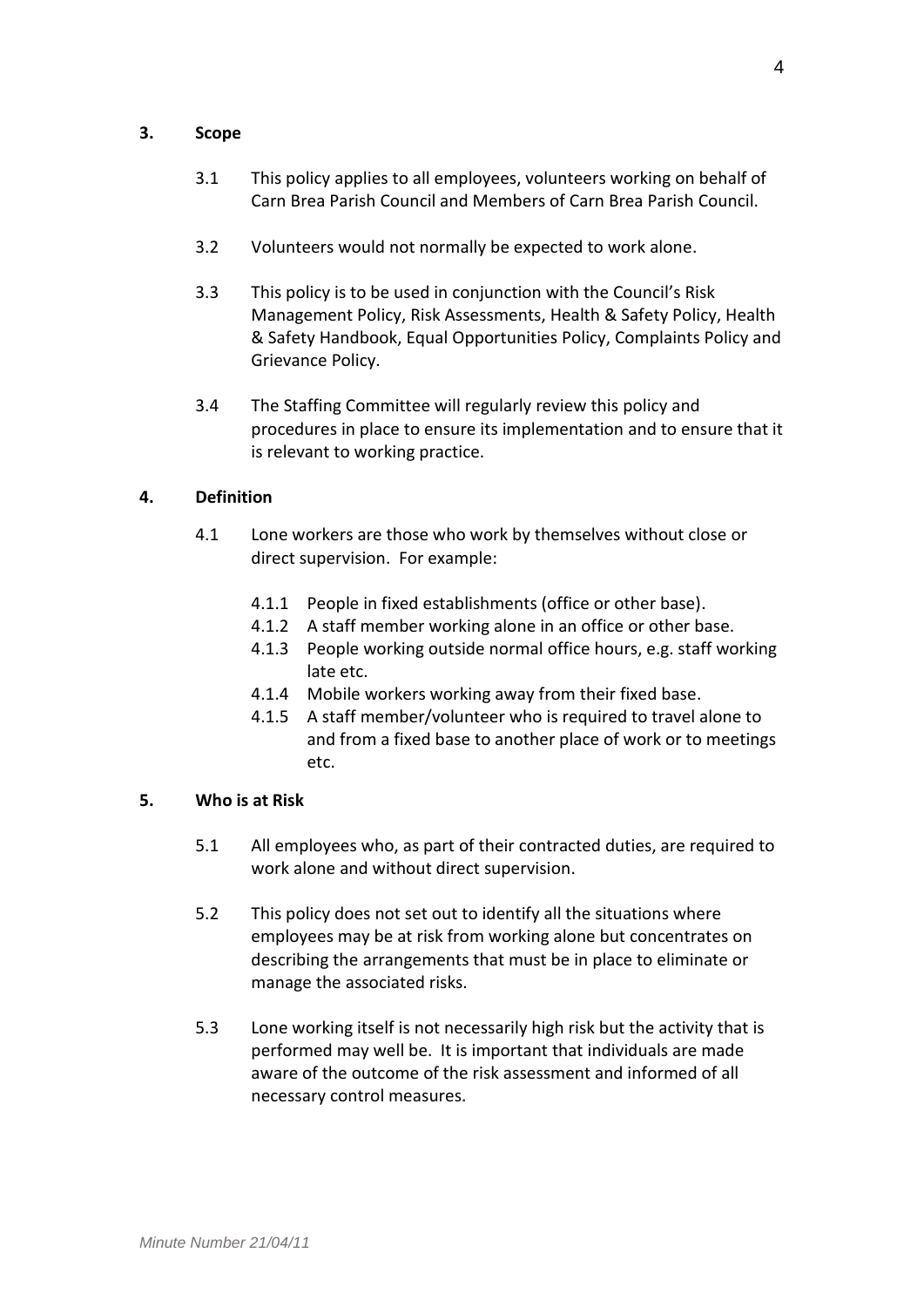## 3. Scope

3.1 This policy applies to all employees, volunteers working on behalf of Carn Brea Parish Council and Members of Carn Brea Parish Council.

3.2 Volunteers would not normally be expected to work alone.

3.3 This policy is to be used in conjunction with the Council's Risk Management Policy, Risk Assessments, Health & Safety Policy, Health & Safety Handbook, Equal Opportunities Policy, Complaints Policy and Grievance Policy.

3.4 The Staffing Committee will regularly review this policy and procedures in place to ensure its implementation and to ensure that it is relevant to working practice.

## 4. Definition

4.1 Lone workers are those who work by themselves without close or direct supervision. For example:

- 4.1.1 People in fixed establishments (office or other base).
- 4.1.2 A staff member working alone in an office or other base.
- 4.1.3 People working outside normal office hours, e.g. staff working late etc.
- 4.1.4 Mobile workers working away from their fixed base.
- 4.1.5 A staff member/volunteer who is required to travel alone to and from a fixed base to another place of work or to meetings etc.

## 5. Who is at Risk

5.1 All employees who, as part of their contracted duties, are required to work alone and without direct supervision.

5.2 This policy does not set out to identify all the situations where employees may be at risk from working alone but concentrates on describing the arrangements that must be in place to eliminate or manage the associated risks.

5.3 Lone working itself is not necessarily high risk but the activity that is performed may well be. It is important that individuals are made aware of the outcome of the risk assessment and informed of all necessary control measures.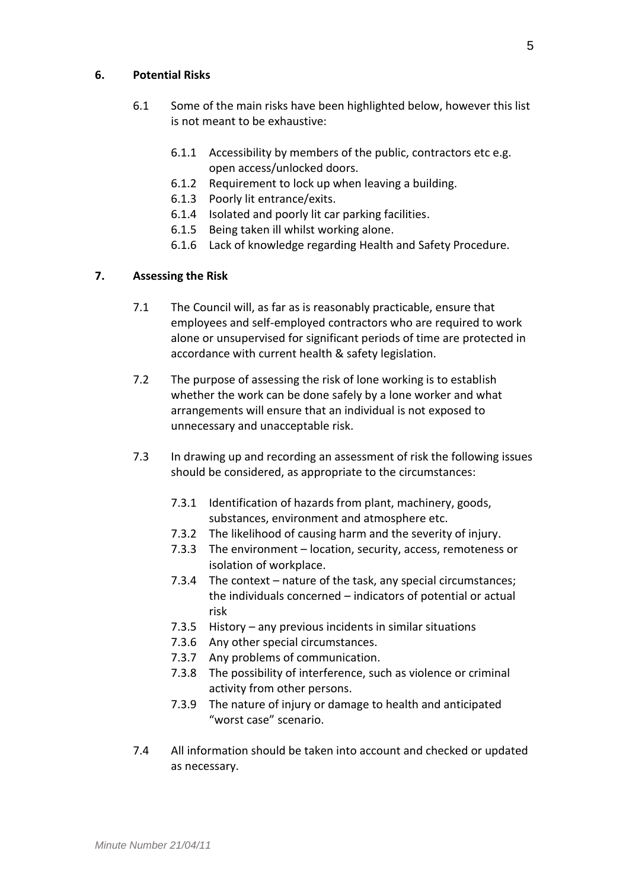## 6. Potential Risks

6.1 Some of the main risks have been highlighted below, however this list is not meant to be exhaustive:

- 6.1.1 Accessibility by members of the public, contractors etc e.g. open access/unlocked doors.
- 6.1.2 Requirement to lock up when leaving a building.
- 6.1.3 Poorly lit entrance/exits.
- 6.1.4 Isolated and poorly lit car parking facilities.
- 6.1.5 Being taken ill whilst working alone.
- 6.1.6 Lack of knowledge regarding Health and Safety Procedure.

## 7. Assessing the Risk

7.1 The Council will, as far as is reasonably practicable, ensure that employees and self-employed contractors who are required to work alone or unsupervised for significant periods of time are protected in accordance with current health & safety legislation.

7.2 The purpose of assessing the risk of lone working is to establish whether the work can be done safely by a lone worker and what arrangements will ensure that an individual is not exposed to unnecessary and unacceptable risk.

7.3 In drawing up and recording an assessment of risk the following issues should be considered, as appropriate to the circumstances:

- 7.3.1 Identification of hazards from plant, machinery, goods, substances, environment and atmosphere etc.
- 7.3.2 The likelihood of causing harm and the severity of injury.
- 7.3.3 The environment – location, security, access, remoteness or isolation of workplace.
- 7.3.4 The context – nature of the task, any special circumstances; the individuals concerned – indicators of potential or actual risk
- 7.3.5 History – any previous incidents in similar situations
- 7.3.6 Any other special circumstances.
- 7.3.7 Any problems of communication.
- 7.3.8 The possibility of interference, such as violence or criminal activity from other persons.
- 7.3.9 The nature of injury or damage to health and anticipated "worst case" scenario.

7.4 All information should be taken into account and checked or updated as necessary.

*Minute Number 21/04/11*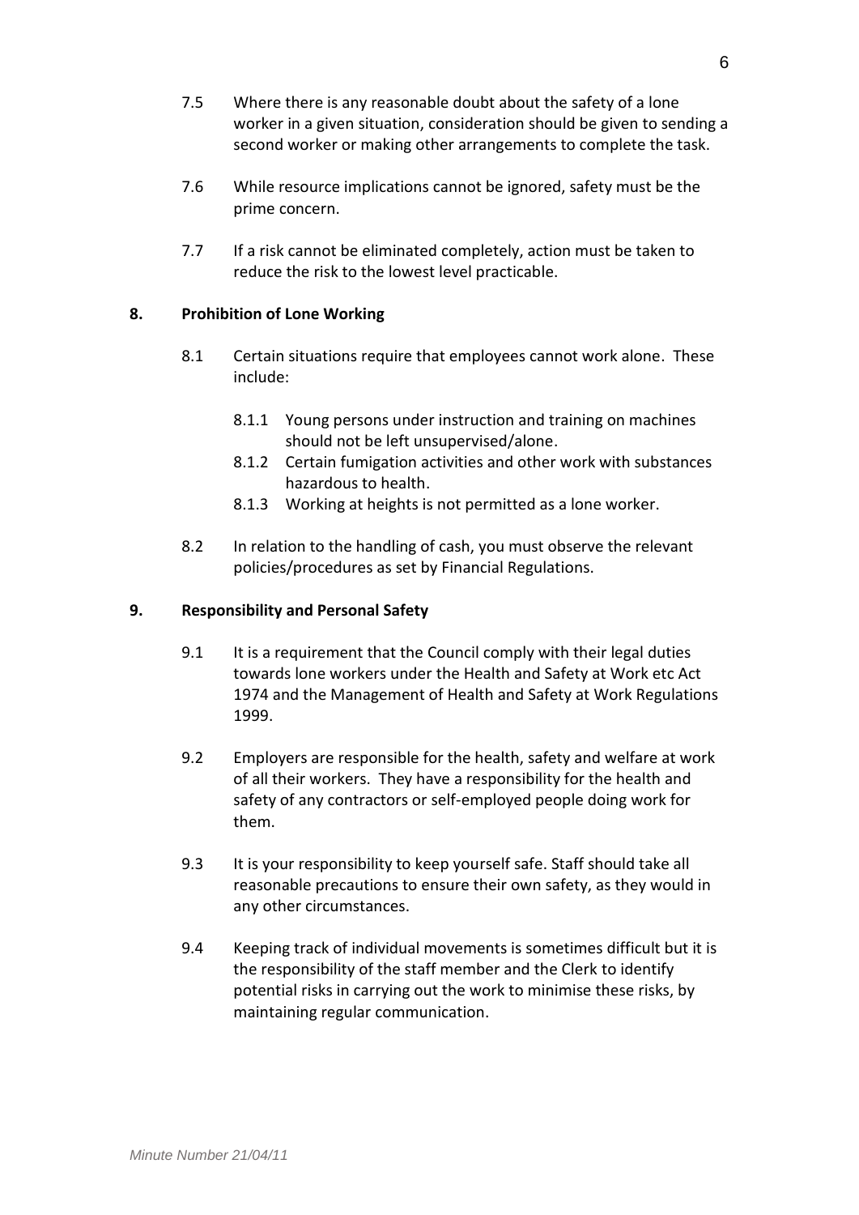7.5 Where there is any reasonable doubt about the safety of a lone worker in a given situation, consideration should be given to sending a second worker or making other arrangements to complete the task.

7.6 While resource implications cannot be ignored, safety must be the prime concern.

7.7 If a risk cannot be eliminated completely, action must be taken to reduce the risk to the lowest level practicable.

## 8. Prohibition of Lone Working

8.1 Certain situations require that employees cannot work alone. These include:

- 8.1.1 Young persons under instruction and training on machines should not be left unsupervised/alone.
- 8.1.2 Certain fumigation activities and other work with substances hazardous to health.
- 8.1.3 Working at heights is not permitted as a lone worker.

8.2 In relation to the handling of cash, you must observe the relevant policies/procedures as set by Financial Regulations.

## 9. Responsibility and Personal Safety

9.1 It is a requirement that the Council comply with their legal duties towards lone workers under the Health and Safety at Work etc Act 1974 and the Management of Health and Safety at Work Regulations 1999.

9.2 Employers are responsible for the health, safety and welfare at work of all their workers. They have a responsibility for the health and safety of any contractors or self-employed people doing work for them.

9.3 It is your responsibility to keep yourself safe. Staff should take all reasonable precautions to ensure their own safety, as they would in any other circumstances.

9.4 Keeping track of individual movements is sometimes difficult but it is the responsibility of the staff member and the Clerk to identify potential risks in carrying out the work to minimise these risks, by maintaining regular communication.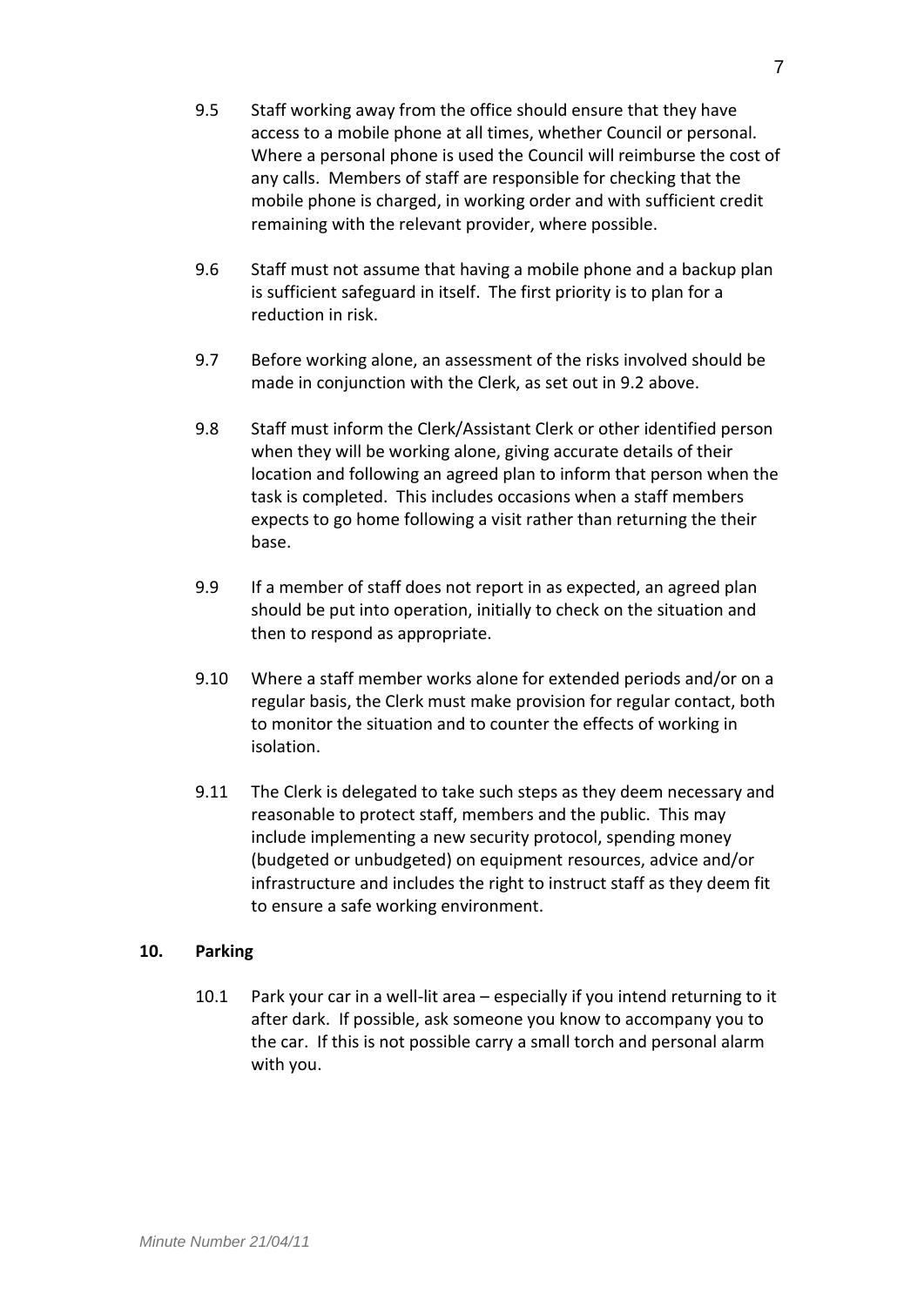9.5 Staff working away from the office should ensure that they have access to a mobile phone at all times, whether Council or personal. Where a personal phone is used the Council will reimburse the cost of any calls. Members of staff are responsible for checking that the mobile phone is charged, in working order and with sufficient credit remaining with the relevant provider, where possible.

9.6 Staff must not assume that having a mobile phone and a backup plan is sufficient safeguard in itself. The first priority is to plan for a reduction in risk.

9.7 Before working alone, an assessment of the risks involved should be made in conjunction with the Clerk, as set out in 9.2 above.

9.8 Staff must inform the Clerk/Assistant Clerk or other identified person when they will be working alone, giving accurate details of their location and following an agreed plan to inform that person when the task is completed. This includes occasions when a staff members expects to go home following a visit rather than returning the their base.

9.9 If a member of staff does not report in as expected, an agreed plan should be put into operation, initially to check on the situation and then to respond as appropriate.

9.10 Where a staff member works alone for extended periods and/or on a regular basis, the Clerk must make provision for regular contact, both to monitor the situation and to counter the effects of working in isolation.

9.11 The Clerk is delegated to take such steps as they deem necessary and reasonable to protect staff, members and the public. This may include implementing a new security protocol, spending money (budgeted or unbudgeted) on equipment resources, advice and/or infrastructure and includes the right to instruct staff as they deem fit to ensure a safe working environment.

## 10. Parking

10.1 Park your car in a well-lit area – especially if you intend returning to it after dark. If possible, ask someone you know to accompany you to the car. If this is not possible carry a small torch and personal alarm with you.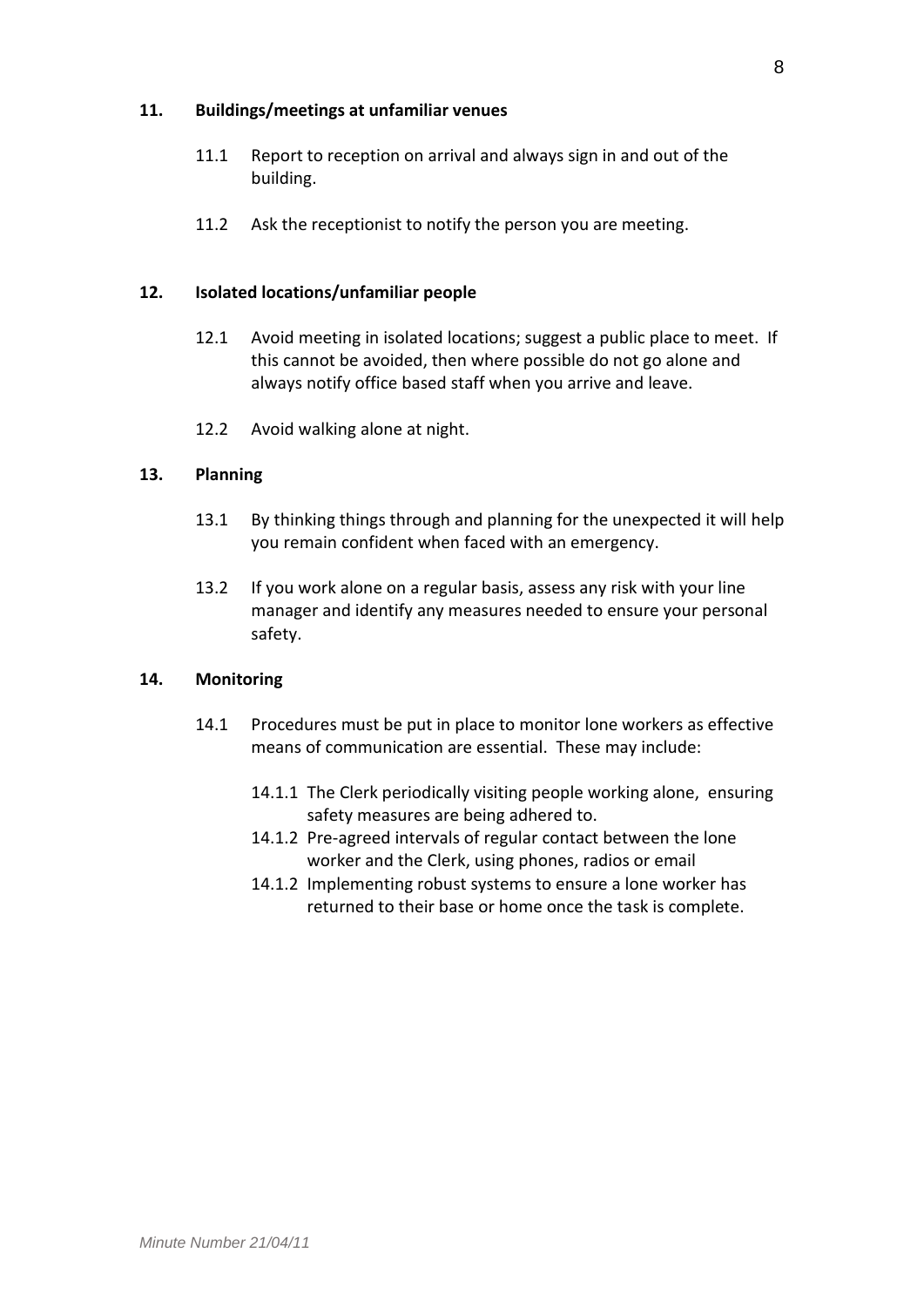## 11. Buildings/meetings at unfamiliar venues

11.1 Report to reception on arrival and always sign in and out of the building.

11.2 Ask the receptionist to notify the person you are meeting.

## 12. Isolated locations/unfamiliar people

12.1 Avoid meeting in isolated locations; suggest a public place to meet. If this cannot be avoided, then where possible do not go alone and always notify office based staff when you arrive and leave.

12.2 Avoid walking alone at night.

## 13. Planning

13.1 By thinking things through and planning for the unexpected it will help you remain confident when faced with an emergency.

13.2 If you work alone on a regular basis, assess any risk with your line manager and identify any measures needed to ensure your personal safety.

## 14. Monitoring

14.1 Procedures must be put in place to monitor lone workers as effective means of communication are essential. These may include:

14.1.1 The Clerk periodically visiting people working alone, ensuring safety measures are being adhered to.

14.1.2 Pre-agreed intervals of regular contact between the lone worker and the Clerk, using phones, radios or email

14.1.2 Implementing robust systems to ensure a lone worker has returned to their base or home once the task is complete.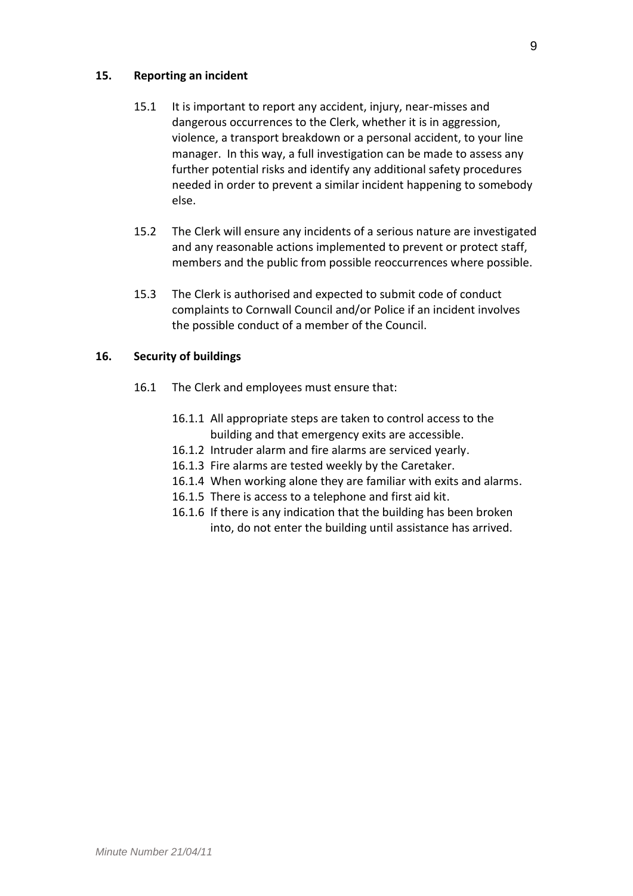## 15. Reporting an incident

15.1 It is important to report any accident, injury, near-misses and dangerous occurrences to the Clerk, whether it is in aggression, violence, a transport breakdown or a personal accident, to your line manager. In this way, a full investigation can be made to assess any further potential risks and identify any additional safety procedures needed in order to prevent a similar incident happening to somebody else.

15.2 The Clerk will ensure any incidents of a serious nature are investigated and any reasonable actions implemented to prevent or protect staff, members and the public from possible reoccurrences where possible.

15.3 The Clerk is authorised and expected to submit code of conduct complaints to Cornwall Council and/or Police if an incident involves the possible conduct of a member of the Council.

## 16. Security of buildings

16.1 The Clerk and employees must ensure that:

16.1.1 All appropriate steps are taken to control access to the building and that emergency exits are accessible.
16.1.2 Intruder alarm and fire alarms are serviced yearly.
16.1.3 Fire alarms are tested weekly by the Caretaker.
16.1.4 When working alone they are familiar with exits and alarms.
16.1.5 There is access to a telephone and first aid kit.
16.1.6 If there is any indication that the building has been broken into, do not enter the building until assistance has arrived.

*Minute Number 21/04/11*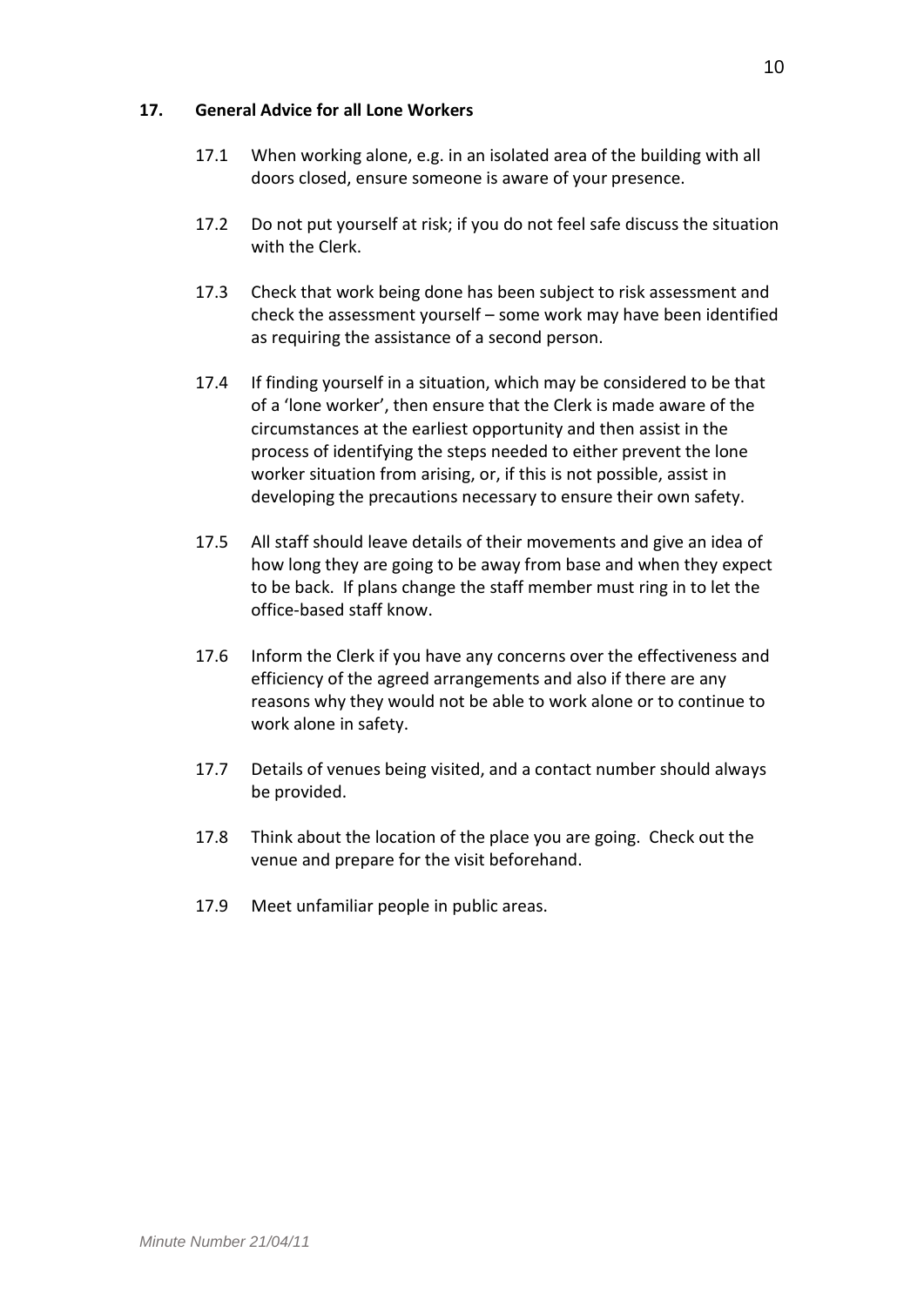## 17. General Advice for all Lone Workers

17.1 When working alone, e.g. in an isolated area of the building with all doors closed, ensure someone is aware of your presence.

17.2 Do not put yourself at risk; if you do not feel safe discuss the situation with the Clerk.

17.3 Check that work being done has been subject to risk assessment and check the assessment yourself – some work may have been identified as requiring the assistance of a second person.

17.4 If finding yourself in a situation, which may be considered to be that of a 'lone worker', then ensure that the Clerk is made aware of the circumstances at the earliest opportunity and then assist in the process of identifying the steps needed to either prevent the lone worker situation from arising, or, if this is not possible, assist in developing the precautions necessary to ensure their own safety.

17.5 All staff should leave details of their movements and give an idea of how long they are going to be away from base and when they expect to be back. If plans change the staff member must ring in to let the office-based staff know.

17.6 Inform the Clerk if you have any concerns over the effectiveness and efficiency of the agreed arrangements and also if there are any reasons why they would not be able to work alone or to continue to work alone in safety.

17.7 Details of venues being visited, and a contact number should always be provided.

17.8 Think about the location of the place you are going. Check out the venue and prepare for the visit beforehand.

17.9 Meet unfamiliar people in public areas.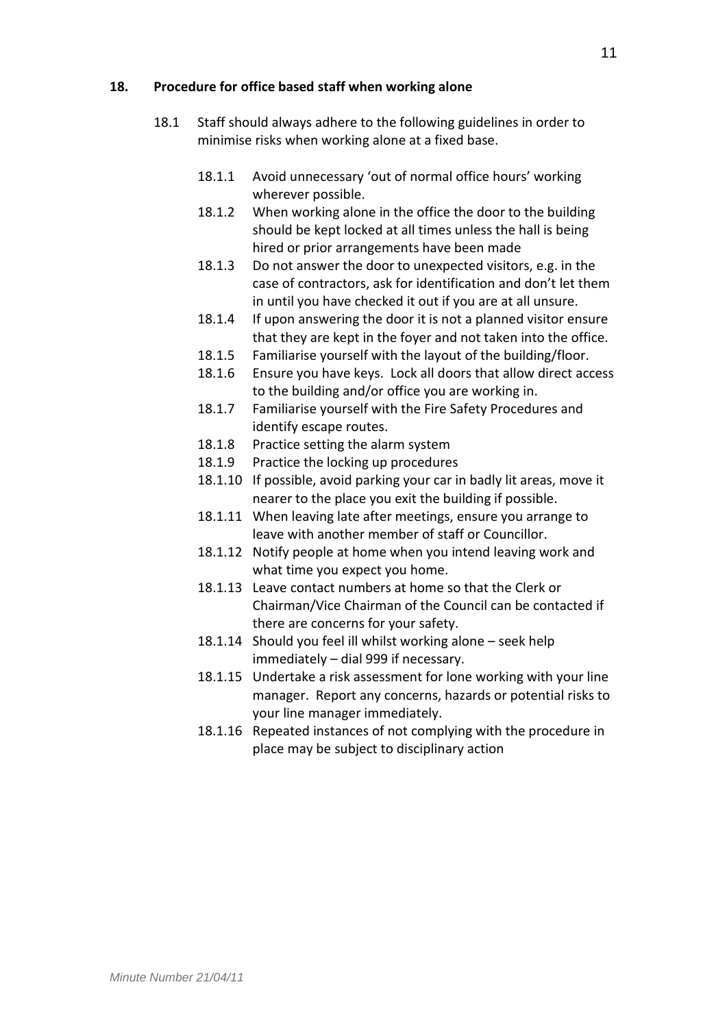## 18. Procedure for office based staff when working alone

18.1 Staff should always adhere to the following guidelines in order to minimise risks when working alone at a fixed base.

- 18.1.1 Avoid unnecessary 'out of normal office hours' working wherever possible.
- 18.1.2 When working alone in the office the door to the building should be kept locked at all times unless the hall is being hired or prior arrangements have been made
- 18.1.3 Do not answer the door to unexpected visitors, e.g. in the case of contractors, ask for identification and don't let them in until you have checked it out if you are at all unsure.
- 18.1.4 If upon answering the door it is not a planned visitor ensure that they are kept in the foyer and not taken into the office.
- 18.1.5 Familiarise yourself with the layout of the building/floor.
- 18.1.6 Ensure you have keys. Lock all doors that allow direct access to the building and/or office you are working in.
- 18.1.7 Familiarise yourself with the Fire Safety Procedures and identify escape routes.
- 18.1.8 Practice setting the alarm system
- 18.1.9 Practice the locking up procedures
- 18.1.10 If possible, avoid parking your car in badly lit areas, move it nearer to the place you exit the building if possible.
- 18.1.11 When leaving late after meetings, ensure you arrange to leave with another member of staff or Councillor.
- 18.1.12 Notify people at home when you intend leaving work and what time you expect you home.
- 18.1.13 Leave contact numbers at home so that the Clerk or Chairman/Vice Chairman of the Council can be contacted if there are concerns for your safety.
- 18.1.14 Should you feel ill whilst working alone – seek help immediately – dial 999 if necessary.
- 18.1.15 Undertake a risk assessment for lone working with your line manager. Report any concerns, hazards or potential risks to your line manager immediately.
- 18.1.16 Repeated instances of not complying with the procedure in place may be subject to disciplinary action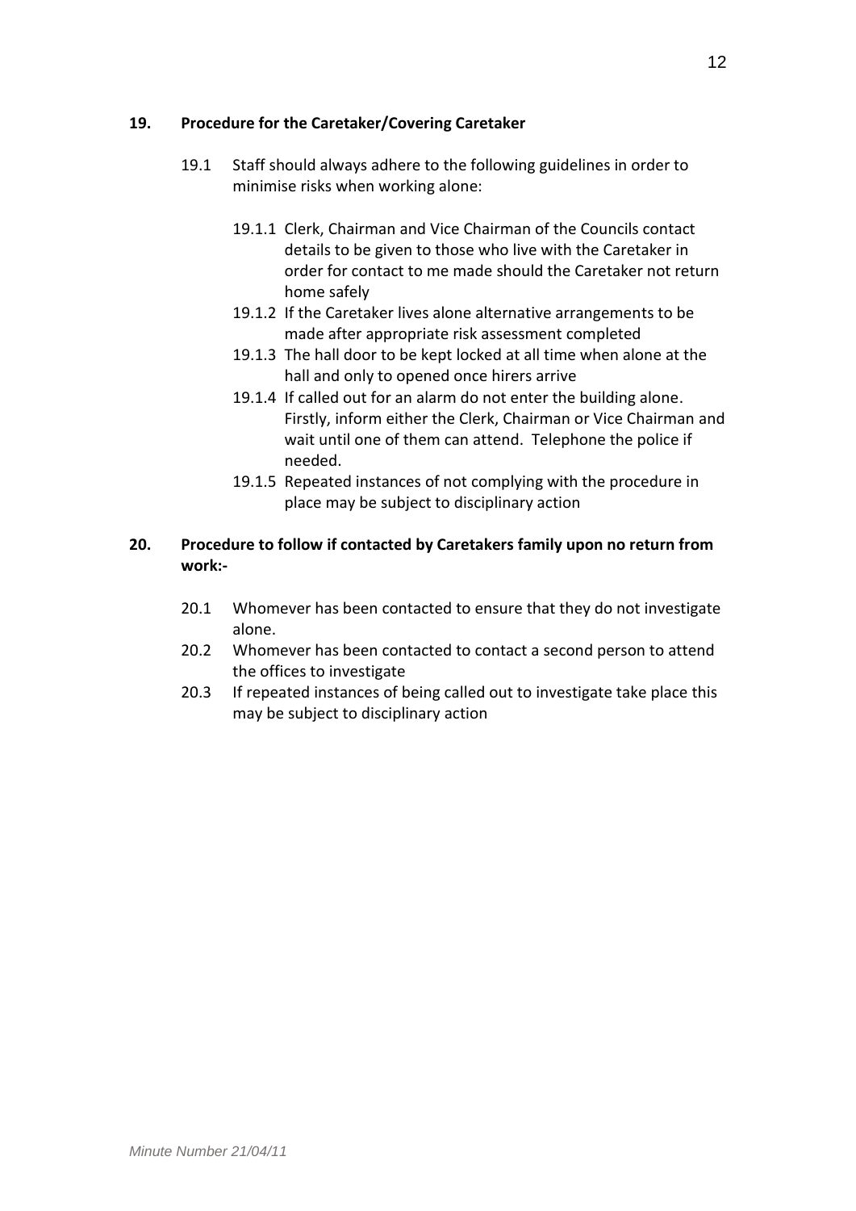## 19. Procedure for the Caretaker/Covering Caretaker

19.1 Staff should always adhere to the following guidelines in order to minimise risks when working alone:

- 19.1.1 Clerk, Chairman and Vice Chairman of the Councils contact details to be given to those who live with the Caretaker in order for contact to me made should the Caretaker not return home safely
- 19.1.2 If the Caretaker lives alone alternative arrangements to be made after appropriate risk assessment completed
- 19.1.3 The hall door to be kept locked at all time when alone at the hall and only to opened once hirers arrive
- 19.1.4 If called out for an alarm do not enter the building alone. Firstly, inform either the Clerk, Chairman or Vice Chairman and wait until one of them can attend. Telephone the police if needed.
- 19.1.5 Repeated instances of not complying with the procedure in place may be subject to disciplinary action

## 20. Procedure to follow if contacted by Caretakers family upon no return from work:-

- 20.1 Whomever has been contacted to ensure that they do not investigate alone.
- 20.2 Whomever has been contacted to contact a second person to attend the offices to investigate
- 20.3 If repeated instances of being called out to investigate take place this may be subject to disciplinary action

*Minute Number 21/04/11*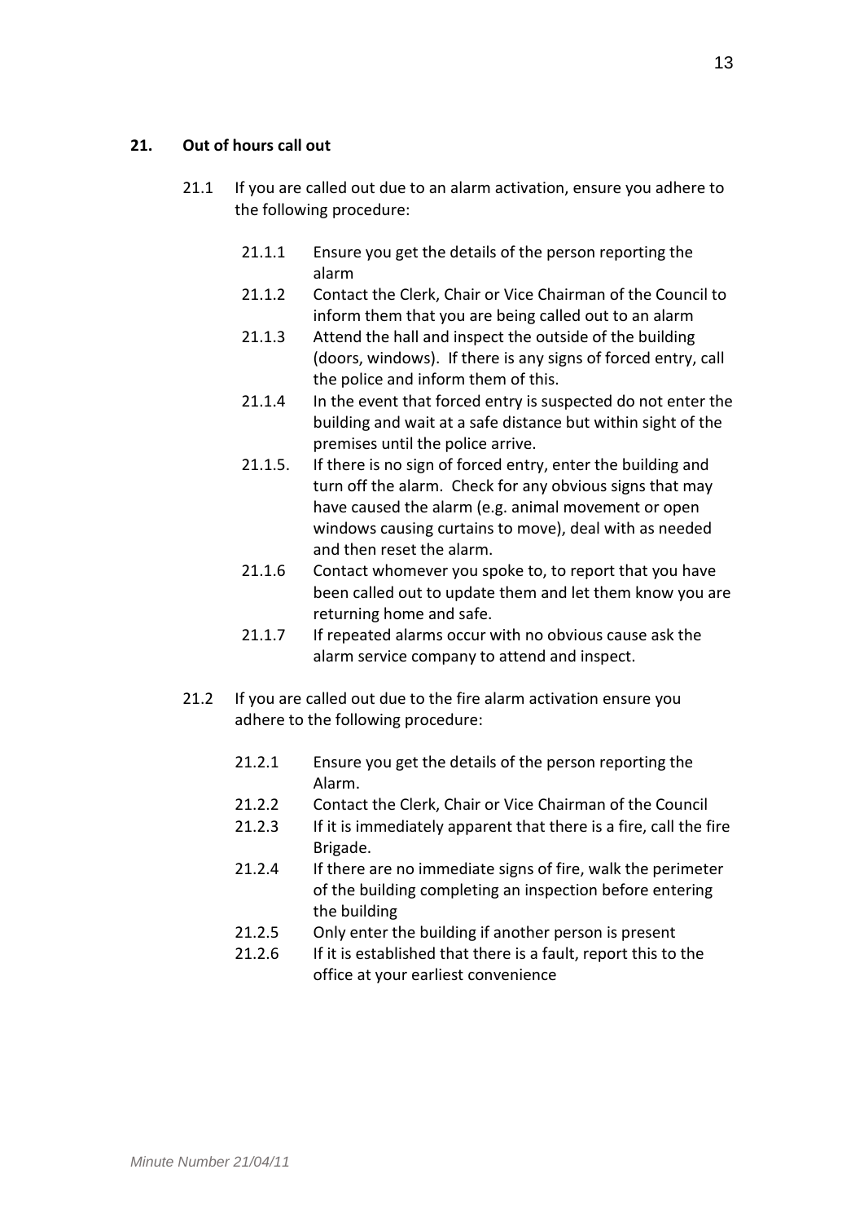**21. Out of hours call out**

21.1 If you are called out due to an alarm activation, ensure you adhere to the following procedure:

- 21.1.1 Ensure you get the details of the person reporting the alarm
- 21.1.2 Contact the Clerk, Chair or Vice Chairman of the Council to inform them that you are being called out to an alarm
- 21.1.3 Attend the hall and inspect the outside of the building (doors, windows). If there is any signs of forced entry, call the police and inform them of this.
- 21.1.4 In the event that forced entry is suspected do not enter the building and wait at a safe distance but within sight of the premises until the police arrive.
- 21.1.5. If there is no sign of forced entry, enter the building and turn off the alarm. Check for any obvious signs that may have caused the alarm (e.g. animal movement or open windows causing curtains to move), deal with as needed and then reset the alarm.
- 21.1.6 Contact whomever you spoke to, to report that you have been called out to update them and let them know you are returning home and safe.
- 21.1.7 If repeated alarms occur with no obvious cause ask the alarm service company to attend and inspect.

21.2 If you are called out due to the fire alarm activation ensure you adhere to the following procedure:

- 21.2.1 Ensure you get the details of the person reporting the Alarm.
- 21.2.2 Contact the Clerk, Chair or Vice Chairman of the Council
- 21.2.3 If it is immediately apparent that there is a fire, call the fire Brigade.
- 21.2.4 If there are no immediate signs of fire, walk the perimeter of the building completing an inspection before entering the building
- 21.2.5 Only enter the building if another person is present
- 21.2.6 If it is established that there is a fault, report this to the office at your earliest convenience

*Minute Number 21/04/11*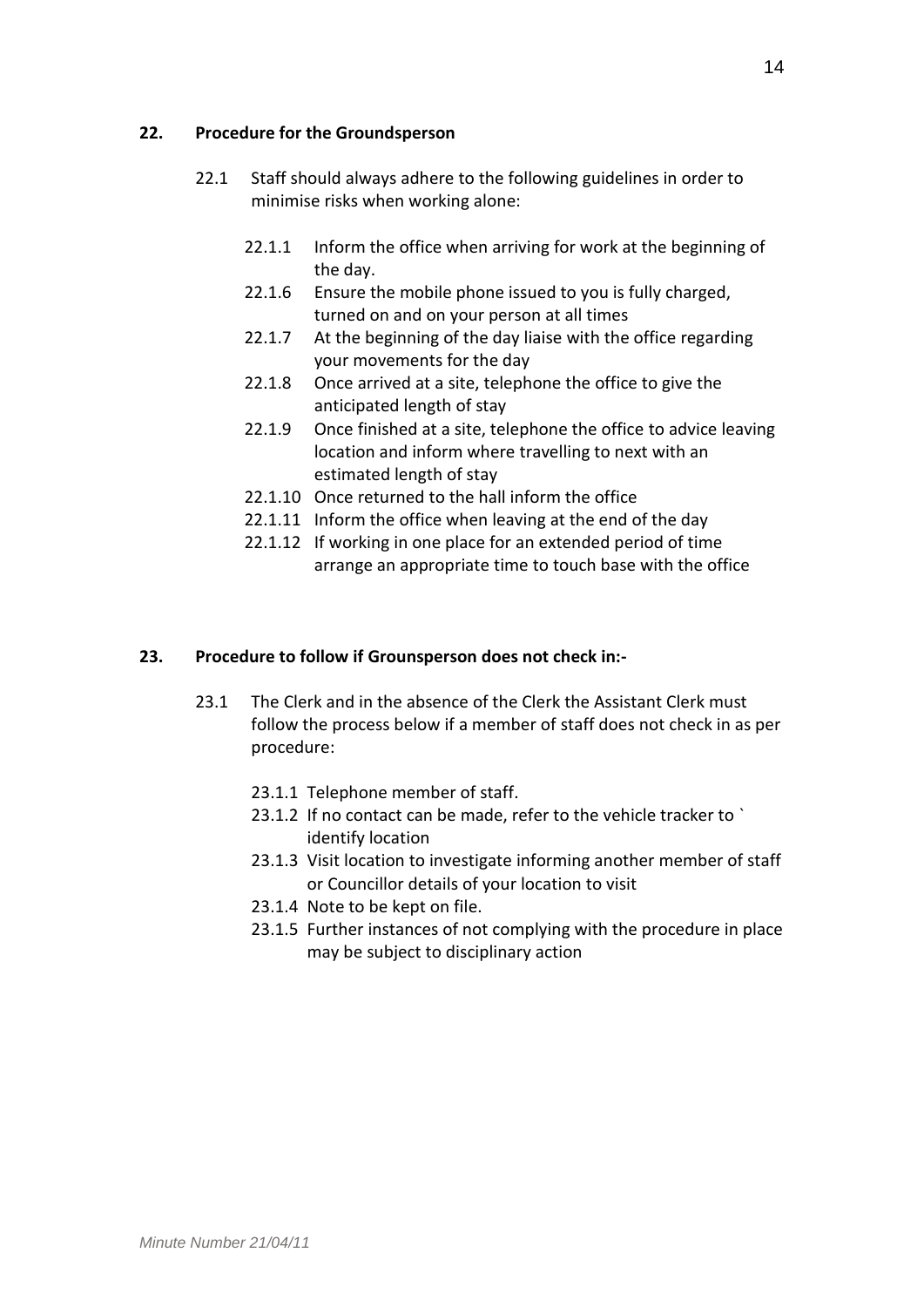## 22. Procedure for the Groundsperson

22.1 Staff should always adhere to the following guidelines in order to minimise risks when working alone:

- 22.1.1 Inform the office when arriving for work at the beginning of the day.
- 22.1.6 Ensure the mobile phone issued to you is fully charged, turned on and on your person at all times
- 22.1.7 At the beginning of the day liaise with the office regarding your movements for the day
- 22.1.8 Once arrived at a site, telephone the office to give the anticipated length of stay
- 22.1.9 Once finished at a site, telephone the office to advice leaving location and inform where travelling to next with an estimated length of stay
- 22.1.10 Once returned to the hall inform the office
- 22.1.11 Inform the office when leaving at the end of the day
- 22.1.12 If working in one place for an extended period of time arrange an appropriate time to touch base with the office

## 23. Procedure to follow if Grounsperson does not check in:-

23.1 The Clerk and in the absence of the Clerk the Assistant Clerk must follow the process below if a member of staff does not check in as per procedure:

- 23.1.1 Telephone member of staff.
- 23.1.2 If no contact can be made, refer to the vehicle tracker to ` identify location
- 23.1.3 Visit location to investigate informing another member of staff or Councillor details of your location to visit
- 23.1.4 Note to be kept on file.
- 23.1.5 Further instances of not complying with the procedure in place may be subject to disciplinary action

*Minute Number 21/04/11*